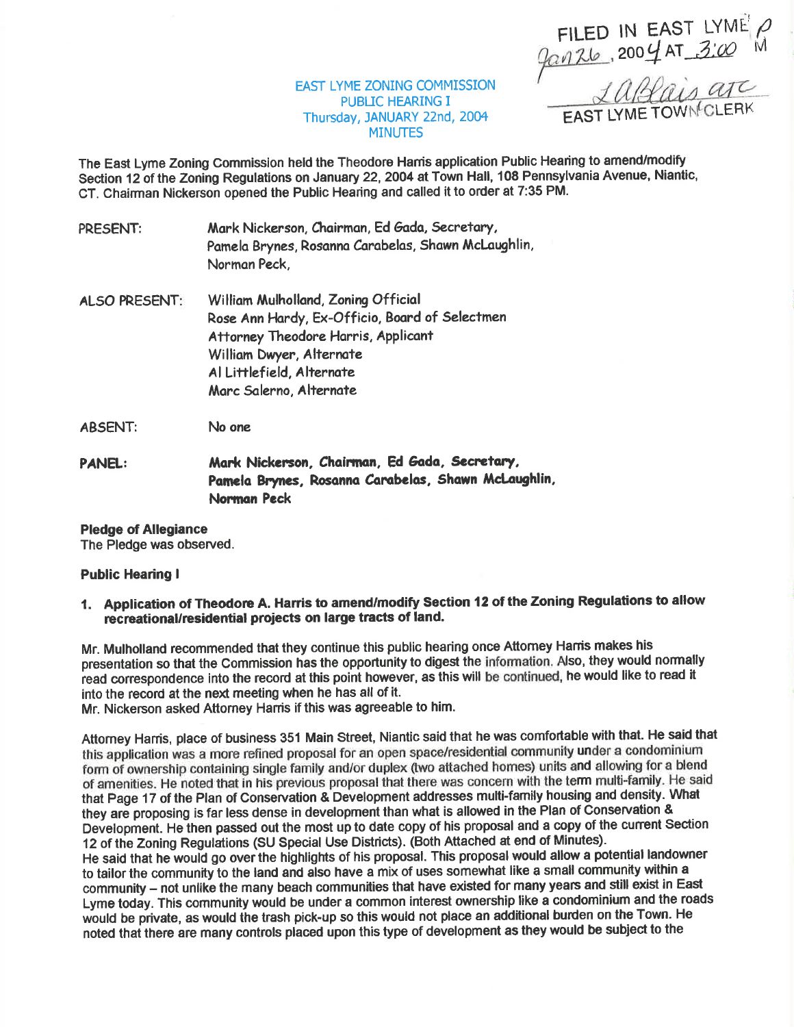FILED IN EAST LYME
Jan 26, 2004 AT 3:00 M
L Blais atc
EAST LYME TOWN CLERK

# EAST LYME ZONING COMMISSION
## PUBLIC HEARING I
## Thursday, JANUARY 22nd, 2004
## MINUTES

The East Lyme Zoning Commission held the Theodore Harris application Public Hearing to amend/modify Section 12 of the Zoning Regulations on January 22, 2004 at Town Hall, 108 Pennsylvania Avenue, Niantic, CT. Chairman Nickerson opened the Public Hearing and called it to order at 7:35 PM.

PRESENT: Mark Nickerson, Chairman, Ed Gada, Secretary, Pamela Brynes, Rosanna Carabelas, Shawn McLaughlin, Norman Peck,

ALSO PRESENT: William Mulholland, Zoning Official
Rose Ann Hardy, Ex-Officio, Board of Selectmen
Attorney Theodore Harris, Applicant
William Dwyer, Alternate
Al Littlefield, Alternate
Marc Salerno, Alternate

ABSENT: No one

**PANEL: Mark Nickerson, Chairman, Ed Gada, Secretary, Pamela Brynes, Rosanna Carabelas, Shawn McLaughlin, Norman Peck**

**Pledge of Allegiance**
The Pledge was observed.

**Public Hearing I**

1. **Application of Theodore A. Harris to amend/modify Section 12 of the Zoning Regulations to allow recreational/residential projects on large tracts of land.**

Mr. Mulholland recommended that they continue this public hearing once Attorney Harris makes his presentation so that the Commission has the opportunity to digest the information. Also, they would normally read correspondence into the record at this point however, as this will be continued, he would like to read it into the record at the next meeting when he has all of it.
Mr. Nickerson asked Attorney Harris if this was agreeable to him.

Attorney Harris, place of business 351 Main Street, Niantic said that he was comfortable with that. He said that this application was a more refined proposal for an open space/residential community under a condominium form of ownership containing single family and/or duplex (two attached homes) units and allowing for a blend of amenities. He noted that in his previous proposal that there was concern with the term multi-family. He said that Page 17 of the Plan of Conservation & Development addresses multi-family housing and density. What they are proposing is far less dense in development than what is allowed in the Plan of Conservation & Development. He then passed out the most up to date copy of his proposal and a copy of the current Section 12 of the Zoning Regulations (SU Special Use Districts). (Both Attached at end of Minutes).
He said that he would go over the highlights of his proposal. This proposal would allow a potential landowner to tailor the community to the land and also have a mix of uses somewhat like a small community within a community – not unlike the many beach communities that have existed for many years and still exist in East Lyme today. This community would be under a common interest ownership like a condominium and the roads would be private, as would the trash pick-up so this would not place an additional burden on the Town. He noted that there are many controls placed upon this type of development as they would be subject to the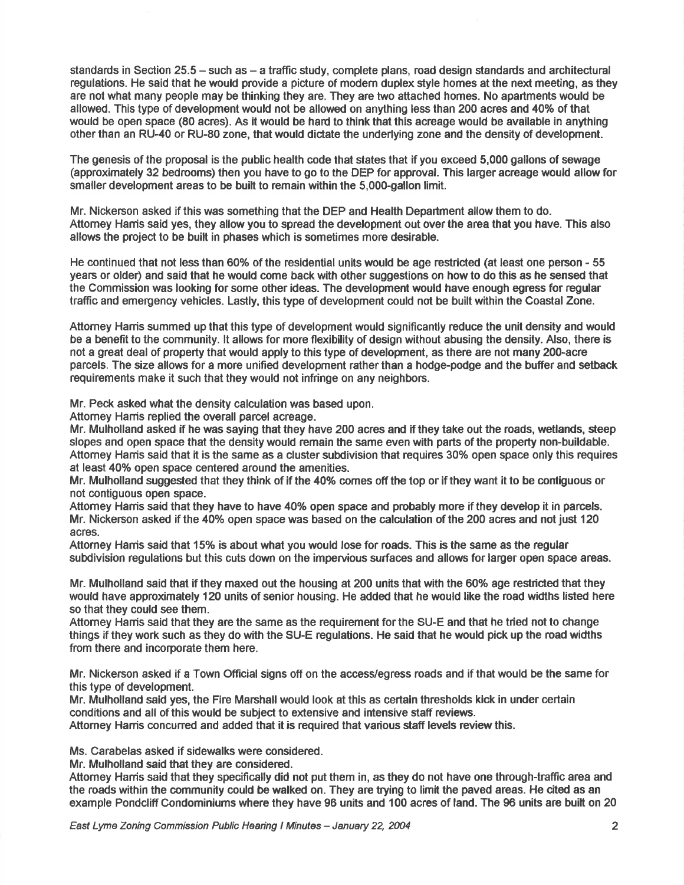standards in Section 25.5 – such as – a traffic study, complete plans, road design standards and architectural regulations. He said that he would provide a picture of modern duplex style homes at the next meeting, as they are not what many people may be thinking they are. They are two attached homes. No apartments would be allowed. This type of development would not be allowed on anything less than 200 acres and 40% of that would be open space (80 acres). As it would be hard to think that this acreage would be available in anything other than an RU-40 or RU-80 zone, that would dictate the underlying zone and the density of development.

The genesis of the proposal is the public health code that states that if you exceed 5,000 gallons of sewage (approximately 32 bedrooms) then you have to go to the DEP for approval. This larger acreage would allow for smaller development areas to be built to remain within the 5,000-gallon limit.

Mr. Nickerson asked if this was something that the DEP and Health Department allow them to do.
Attorney Harris said yes, they allow you to spread the development out over the area that you have. This also allows the project to be built in phases which is sometimes more desirable.

He continued that not less than 60% of the residential units would be age restricted (at least one person - 55 years or older) and said that he would come back with other suggestions on how to do this as he sensed that the Commission was looking for some other ideas. The development would have enough egress for regular traffic and emergency vehicles. Lastly, this type of development could not be built within the Coastal Zone.

Attorney Harris summed up that this type of development would significantly reduce the unit density and would be a benefit to the community. It allows for more flexibility of design without abusing the density. Also, there is not a great deal of property that would apply to this type of development, as there are not many 200-acre parcels. The size allows for a more unified development rather than a hodge-podge and the buffer and setback requirements make it such that they would not infringe on any neighbors.

Mr. Peck asked what the density calculation was based upon.
Attorney Harris replied the overall parcel acreage.
Mr. Mulholland asked if he was saying that they have 200 acres and if they take out the roads, wetlands, steep slopes and open space that the density would remain the same even with parts of the property non-buildable.
Attorney Harris said that it is the same as a cluster subdivision that requires 30% open space only this requires at least 40% open space centered around the amenities.
Mr. Mulholland suggested that they think of if the 40% comes off the top or if they want it to be contiguous or not contiguous open space.
Attorney Harris said that they have to have 40% open space and probably more if they develop it in parcels.
Mr. Nickerson asked if the 40% open space was based on the calculation of the 200 acres and not just 120 acres.
Attorney Harris said that 15% is about what you would lose for roads. This is the same as the regular subdivision regulations but this cuts down on the impervious surfaces and allows for larger open space areas.

Mr. Mulholland said that if they maxed out the housing at 200 units that with the 60% age restricted that they would have approximately 120 units of senior housing. He added that he would like the road widths listed here so that they could see them.
Attorney Harris said that they are the same as the requirement for the SU-E and that he tried not to change things if they work such as they do with the SU-E regulations. He said that he would pick up the road widths from there and incorporate them here.

Mr. Nickerson asked if a Town Official signs off on the access/egress roads and if that would be the same for this type of development.
Mr. Mulholland said yes, the Fire Marshall would look at this as certain thresholds kick in under certain conditions and all of this would be subject to extensive and intensive staff reviews.
Attorney Harris concurred and added that it is required that various staff levels review this.

Ms. Carabelas asked if sidewalks were considered.
Mr. Mulholland said that they are considered.
Attorney Harris said that they specifically did not put them in, as they do not have one through-traffic area and the roads within the community could be walked on. They are trying to limit the paved areas. He cited as an example Pondcliff Condominiums where they have 96 units and 100 acres of land. The 96 units are built on 20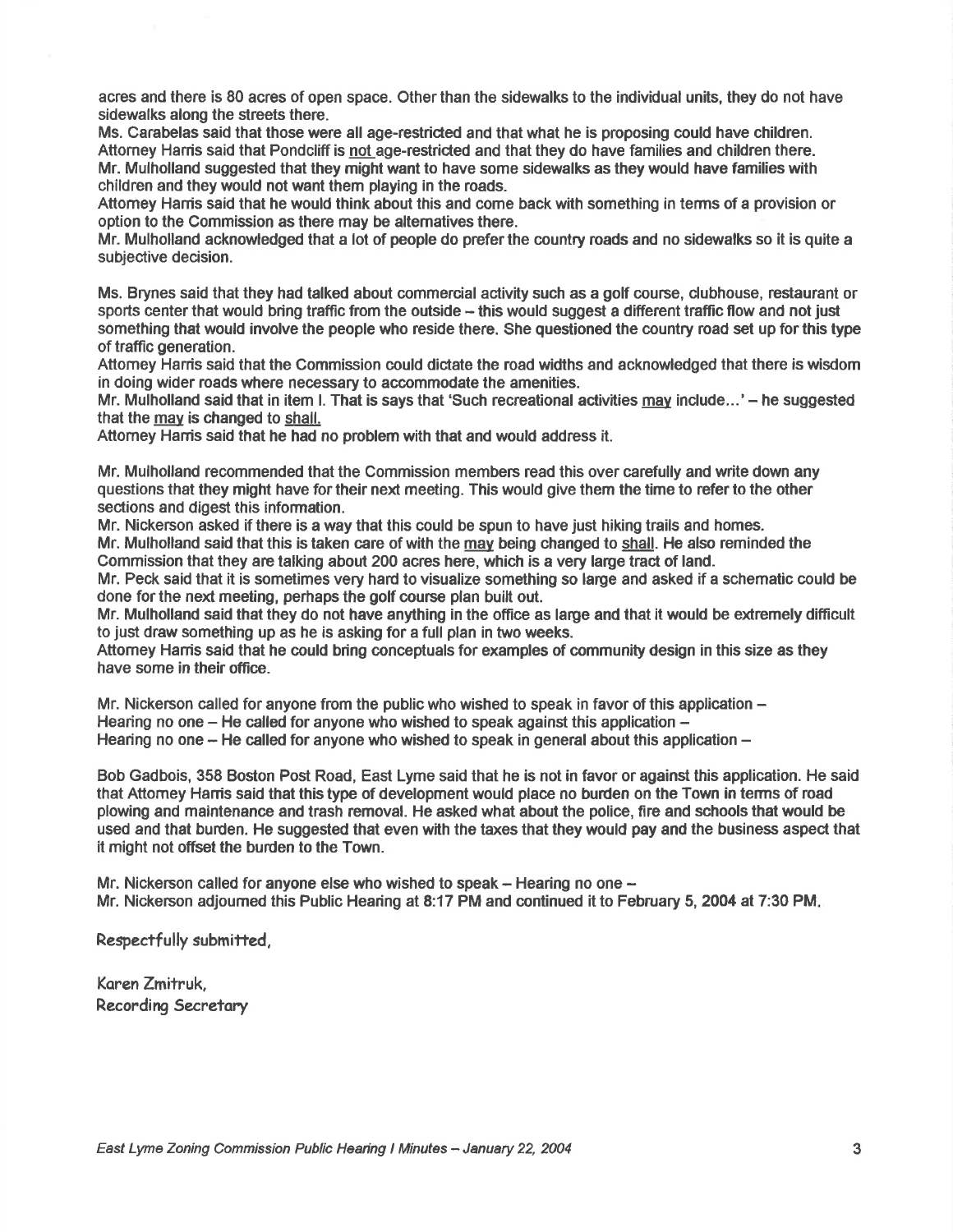acres and there is 80 acres of open space. Other than the sidewalks to the individual units, they do not have sidewalks along the streets there.

Ms. Carabelas said that those were all age-restricted and that what he is proposing could have children.

Attorney Harris said that Pondcliff is not age-restricted and that they do have families and children there.

Mr. Mulholland suggested that they might want to have some sidewalks as they would have families with children and they would not want them playing in the roads.

Attorney Harris said that he would think about this and come back with something in terms of a provision or option to the Commission as there may be alternatives there.

Mr. Mulholland acknowledged that a lot of people do prefer the country roads and no sidewalks so it is quite a subjective decision.

Ms. Brynes said that they had talked about commercial activity such as a golf course, clubhouse, restaurant or sports center that would bring traffic from the outside – this would suggest a different traffic flow and not just something that would involve the people who reside there. She questioned the country road set up for this type of traffic generation.

Attorney Harris said that the Commission could dictate the road widths and acknowledged that there is wisdom in doing wider roads where necessary to accommodate the amenities.

Mr. Mulholland said that in item I. That is says that 'Such recreational activities may include…' – he suggested that the may is changed to shall.

Attorney Harris said that he had no problem with that and would address it.

Mr. Mulholland recommended that the Commission members read this over carefully and write down any questions that they might have for their next meeting. This would give them the time to refer to the other sections and digest this information.

Mr. Nickerson asked if there is a way that this could be spun to have just hiking trails and homes.

Mr. Mulholland said that this is taken care of with the may being changed to shall. He also reminded the Commission that they are talking about 200 acres here, which is a very large tract of land.

Mr. Peck said that it is sometimes very hard to visualize something so large and asked if a schematic could be done for the next meeting, perhaps the golf course plan built out.

Mr. Mulholland said that they do not have anything in the office as large and that it would be extremely difficult to just draw something up as he is asking for a full plan in two weeks.

Attorney Harris said that he could bring conceptuals for examples of community design in this size as they have some in their office.

Mr. Nickerson called for anyone from the public who wished to speak in favor of this application –
Hearing no one – He called for anyone who wished to speak against this application –
Hearing no one – He called for anyone who wished to speak in general about this application –

Bob Gadbois, 358 Boston Post Road, East Lyme said that he is not in favor or against this application. He said that Attorney Harris said that this type of development would place no burden on the Town in terms of road plowing and maintenance and trash removal. He asked what about the police, fire and schools that would be used and that burden. He suggested that even with the taxes that they would pay and the business aspect that it might not offset the burden to the Town.

Mr. Nickerson called for anyone else who wished to speak – Hearing no one –
Mr. Nickerson adjourned this Public Hearing at 8:17 PM and continued it to February 5, 2004 at 7:30 PM.

Respectfully submitted,

Karen Zmitruk,
Recording Secretary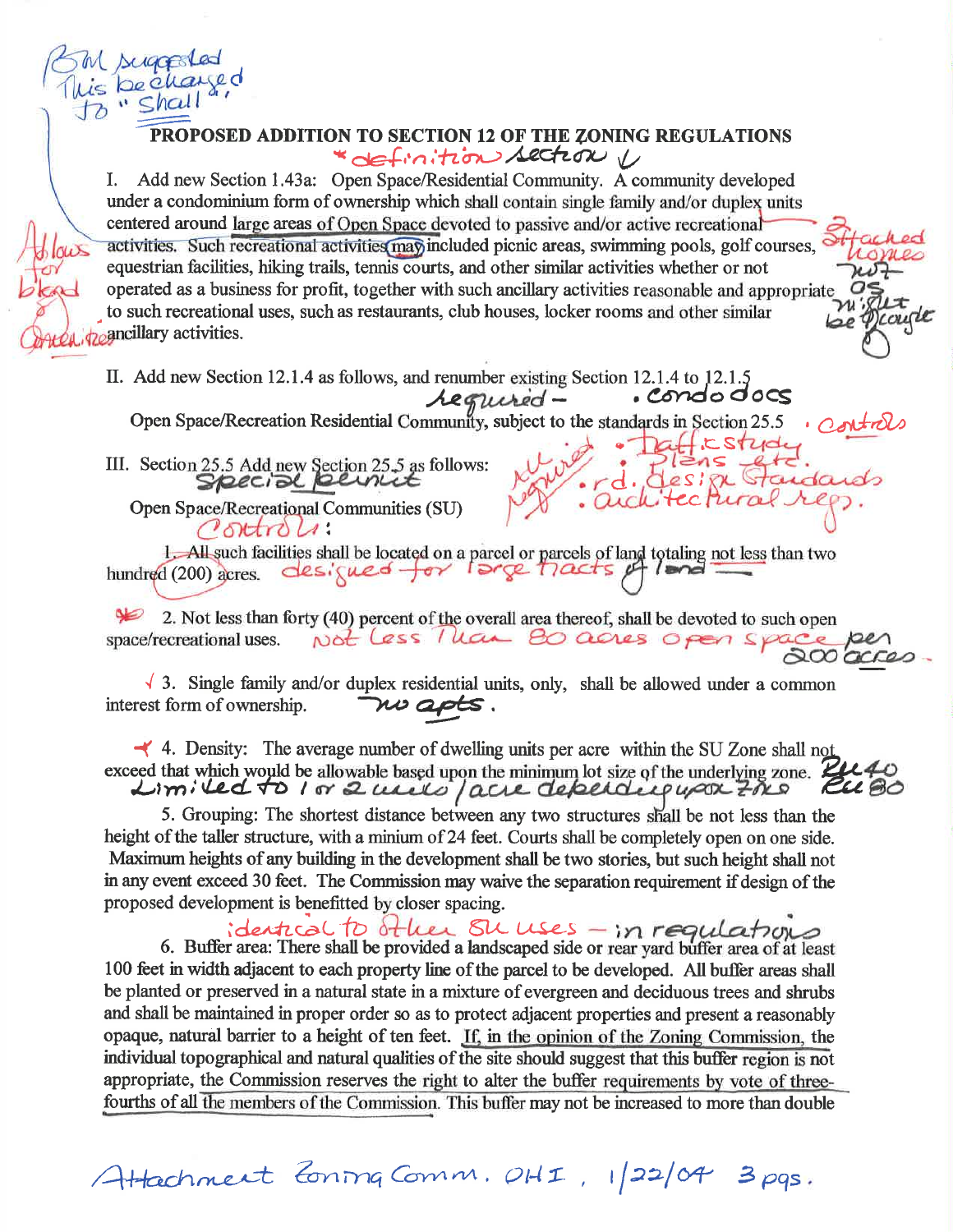BM suggested This be changed to "shall"

## PROPOSED ADDITION TO SECTION 12 OF THE ZONING REGULATIONS

* definition section ✓

I. Add new Section 1.43a: Open Space/Residential Community. A community developed under a condominium form of ownership which shall contain single family and/or duplex units centered around large areas of Open Space devoted to passive and/or active recreational activities. Such recreational activities may included picnic areas, swimming pools, golf courses, equestrian facilities, hiking trails, tennis courts, and other similar activities whether or not operated as a business for profit, together with such ancillary activities reasonable and appropriate to such recreational uses, such as restaurants, club houses, locker rooms and other similar ancillary activities.

*Allows for blend & overlap* — *attached homes not or might be cluster*

II. Add new Section 12.1.4 as follows, and renumber existing Section 12.1.4 to 12.1.5

*required –*

Open Space/Recreation Residential Community, subject to the standards in Section 25.5

*• condo docs • controls • traffic study • plans etc. • rd. design standards • architectural reqs.*

III. Section 25.5 Add new Section 25.5 as follows: *Special Permit*

Open Space/Recreational Communities (SU)

*Controls:*

1. All such facilities shall be located on a parcel or parcels of land totaling not less than two hundred (200) acres. *designed for large tracts of land*

2. Not less than forty (40) percent of the overall area thereof, shall be devoted to such open space/recreational uses. *not less than 80 acres open space per 200 acres.*

3. Single family and/or duplex residential units, only, shall be allowed under a common interest form of ownership. *no apts.*

4. Density: The average number of dwelling units per acre within the SU Zone shall not exceed that which would be allowable based upon the minimum lot size of the underlying zone. *Limited to 1 or 2 units/acre depending upon zone. Ru 40 Ru 80*

5. Grouping: The shortest distance between any two structures shall be not less than the height of the taller structure, with a minium of 24 feet. Courts shall be completely open on one side. Maximum heights of any building in the development shall be two stories, but such height shall not in any event exceed 30 feet. The Commission may waive the separation requirement if design of the proposed development is benefitted by closer spacing.

*identical to other SU uses – in regulations*

6. Buffer area: There shall be provided a landscaped side or rear yard buffer area of at least 100 feet in width adjacent to each property line of the parcel to be developed. All buffer areas shall be planted or preserved in a natural state in a mixture of evergreen and deciduous trees and shrubs and shall be maintained in proper order so as to protect adjacent properties and present a reasonably opaque, natural barrier to a height of ten feet. If, in the opinion of the Zoning Commission, the individual topographical and natural qualities of the site should suggest that this buffer region is not appropriate, the Commission reserves the right to alter the buffer requirements by vote of three-fourths of all the members of the Commission. This buffer may not be increased to more than double

*Attachment Zoning Comm. OHI, 1/22/04 3 pgs.*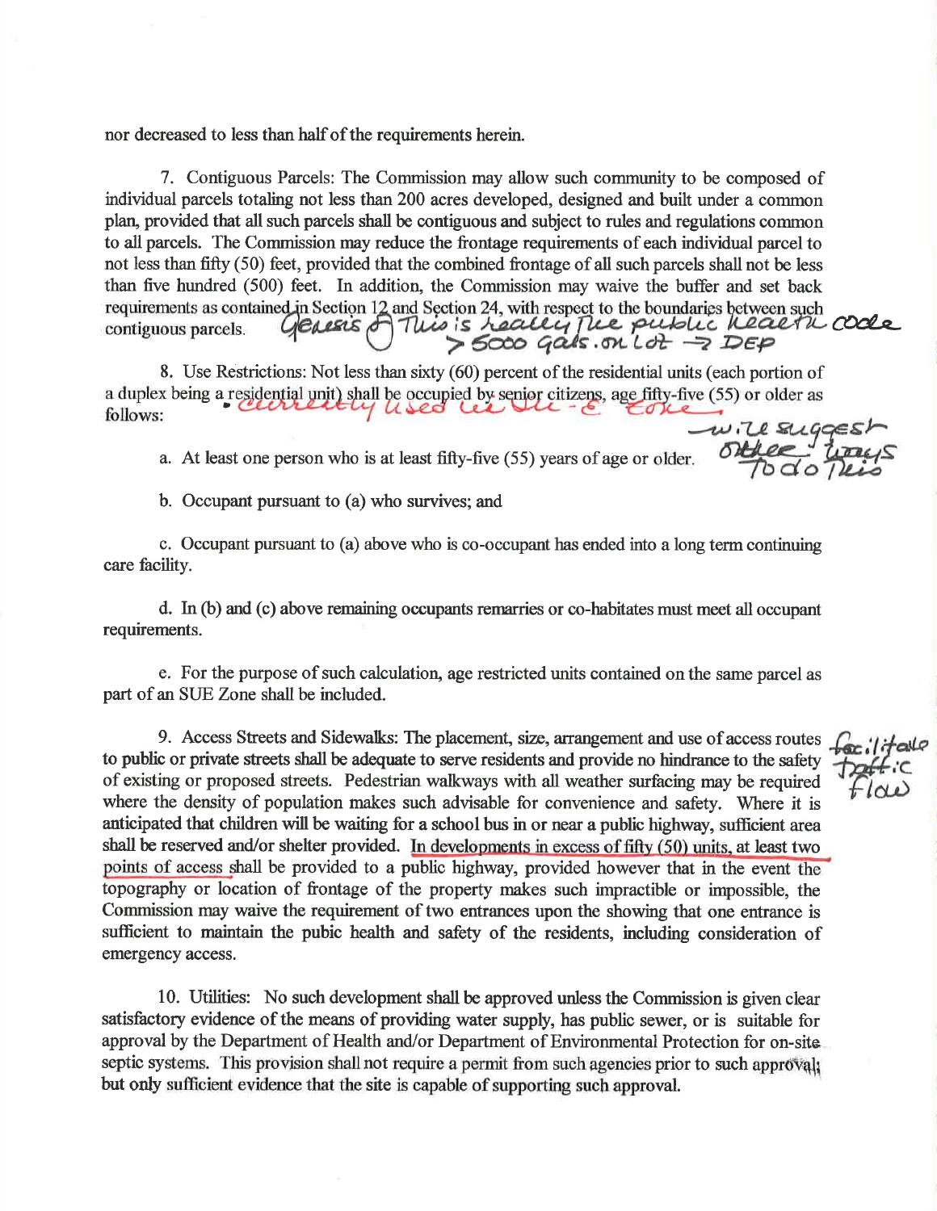nor decreased to less than half of the requirements herein.

7. Contiguous Parcels: The Commission may allow such community to be composed of individual parcels totaling not less than 200 acres developed, designed and built under a common plan, provided that all such parcels shall be contiguous and subject to rules and regulations common to all parcels. The Commission may reduce the frontage requirements of each individual parcel to not less than fifty (50) feet, provided that the combined frontage of all such parcels shall not be less than five hundred (500) feet. In addition, the Commission may waive the buffer and set back requirements as contained in Section 12 and Section 24, with respect to the boundaries between such contiguous parcels. Genesis of This is really the public health code > 5000 gals. on lot → DEP

8. Use Restrictions: Not less than sixty (60) percent of the residential units (each portion of a duplex being a residential unit) shall be occupied by senior citizens, age fifty-five (55) or older as follows: • Currently used in SU-E Zone — will suggest other ways to do this

a. At least one person who is at least fifty-five (55) years of age or older.

b. Occupant pursuant to (a) who survives; and

c. Occupant pursuant to (a) above who is co-occupant has ended into a long term continuing care facility.

d. In (b) and (c) above remaining occupants remarries or co-habitates must meet all occupant requirements.

e. For the purpose of such calculation, age restricted units contained on the same parcel as part of an SUE Zone shall be included.

9. Access Streets and Sidewalks: The placement, size, arrangement and use of access routes to public or private streets shall be adequate to serve residents and provide no hindrance to the safety of existing or proposed streets. Pedestrian walkways with all weather surfacing may be required where the density of population makes such advisable for convenience and safety. Where it is anticipated that children will be waiting for a school bus in or near a public highway, sufficient area shall be reserved and/or shelter provided. In developments in excess of fifty (50) units, at least two points of access shall be provided to a public highway, provided however that in the event the topography or location of frontage of the property makes such impractible or impossible, the Commission may waive the requirement of two entrances upon the showing that one entrance is sufficient to maintain the pubic health and safety of the residents, including consideration of emergency access. facilitate traffic flow

10. Utilities: No such development shall be approved unless the Commission is given clear satisfactory evidence of the means of providing water supply, has public sewer, or is suitable for approval by the Department of Health and/or Department of Environmental Protection for on-site septic systems. This provision shall not require a permit from such agencies prior to such approval; but only sufficient evidence that the site is capable of supporting such approval.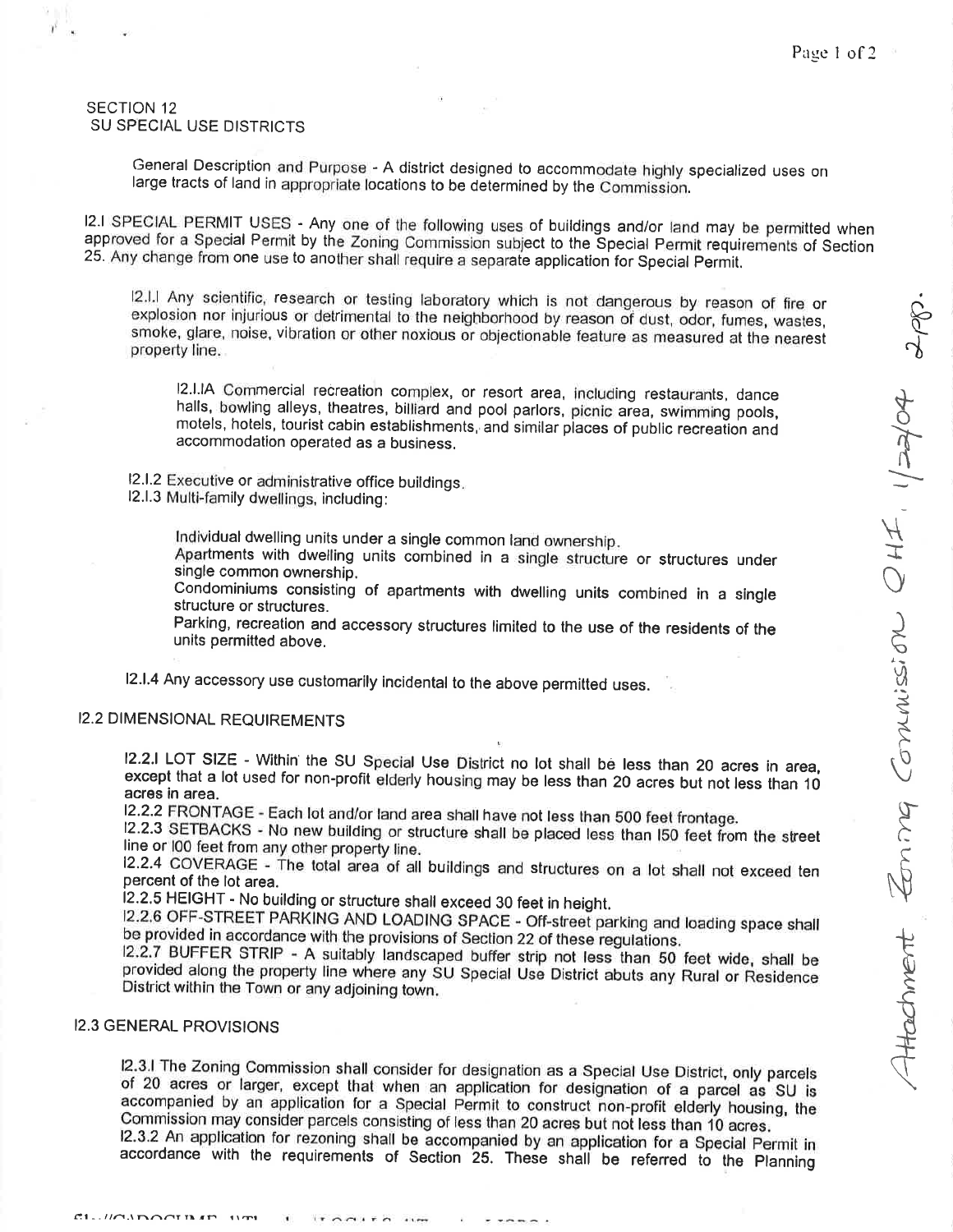SECTION 12
SU SPECIAL USE DISTRICTS

General Description and Purpose - A district designed to accommodate highly specialized uses on large tracts of land in appropriate locations to be determined by the Commission.

12.1 SPECIAL PERMIT USES - Any one of the following uses of buildings and/or land may be permitted when approved for a Special Permit by the Zoning Commission subject to the Special Permit requirements of Section 25. Any change from one use to another shall require a separate application for Special Permit.

12.1.1 Any scientific, research or testing laboratory which is not dangerous by reason of fire or explosion nor injurious or detrimental to the neighborhood by reason of dust, odor, fumes, wastes, smoke, glare, noise, vibration or other noxious or objectionable feature as measured at the nearest property line.

12.1.1A Commercial recreation complex, or resort area, including restaurants, dance halls, bowling alleys, theatres, billiard and pool parlors, picnic area, swimming pools, motels, hotels, tourist cabin establishments, and similar places of public recreation and accommodation operated as a business.

12.1.2 Executive or administrative office buildings.

12.1.3 Multi-family dwellings, including:

Individual dwelling units under a single common land ownership.
Apartments with dwelling units combined in a single structure or structures under single common ownership.
Condominiums consisting of apartments with dwelling units combined in a single structure or structures.
Parking, recreation and accessory structures limited to the use of the residents of the units permitted above.

12.1.4 Any accessory use customarily incidental to the above permitted uses.

12.2 DIMENSIONAL REQUIREMENTS

12.2.1 LOT SIZE - Within the SU Special Use District no lot shall be less than 20 acres in area, except that a lot used for non-profit elderly housing may be less than 20 acres but not less than 10 acres in area.

12.2.2 FRONTAGE - Each lot and/or land area shall have not less than 500 feet frontage.

12.2.3 SETBACKS - No new building or structure shall be placed less than 150 feet from the street line or 100 feet from any other property line.

12.2.4 COVERAGE - The total area of all buildings and structures on a lot shall not exceed ten percent of the lot area.

12.2.5 HEIGHT - No building or structure shall exceed 30 feet in height.

12.2.6 OFF-STREET PARKING AND LOADING SPACE - Off-street parking and loading space shall be provided in accordance with the provisions of Section 22 of these regulations.

12.2.7 BUFFER STRIP - A suitably landscaped buffer strip not less than 50 feet wide, shall be provided along the property line where any SU Special Use District abuts any Rural or Residence District within the Town or any adjoining town.

12.3 GENERAL PROVISIONS

12.3.1 The Zoning Commission shall consider for designation as a Special Use District, only parcels of 20 acres or larger, except that when an application for designation of a parcel as SU is accompanied by an application for a Special Permit to construct non-profit elderly housing, the Commission may consider parcels consisting of less than 20 acres but not less than 10 acres.

12.3.2 An application for rezoning shall be accompanied by an application for a Special Permit in accordance with the requirements of Section 25. These shall be referred to the Planning

Attachment Zoning Commission OHI, 1/22/04 2pp.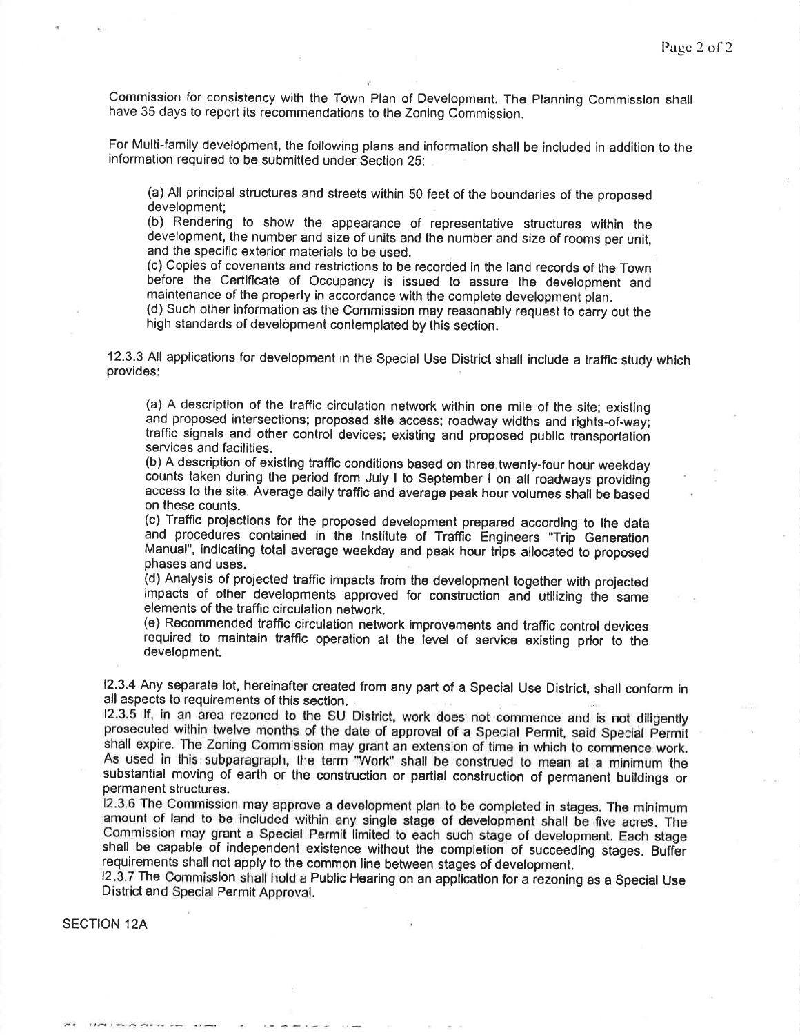Commission for consistency with the Town Plan of Development. The Planning Commission shall have 35 days to report its recommendations to the Zoning Commission.

For Multi-family development, the following plans and information shall be included in addition to the information required to be submitted under Section 25:

(a) All principal structures and streets within 50 feet of the boundaries of the proposed development;
(b) Rendering to show the appearance of representative structures within the development, the number and size of units and the number and size of rooms per unit, and the specific exterior materials to be used.
(c) Copies of covenants and restrictions to be recorded in the land records of the Town before the Certificate of Occupancy is issued to assure the development and maintenance of the property in accordance with the complete development plan.
(d) Such other information as the Commission may reasonably request to carry out the high standards of development contemplated by this section.

12.3.3 All applications for development in the Special Use District shall include a traffic study which provides:

(a) A description of the traffic circulation network within one mile of the site; existing and proposed intersections; proposed site access; roadway widths and rights-of-way; traffic signals and other control devices; existing and proposed public transportation services and facilities.
(b) A description of existing traffic conditions based on three twenty-four hour weekday counts taken during the period from July I to September I on all roadways providing access to the site. Average daily traffic and average peak hour volumes shall be based on these counts.
(c) Traffic projections for the proposed development prepared according to the data and procedures contained in the Institute of Traffic Engineers "Trip Generation Manual", indicating total average weekday and peak hour trips allocated to proposed phases and uses.
(d) Analysis of projected traffic impacts from the development together with projected impacts of other developments approved for construction and utilizing the same elements of the traffic circulation network.
(e) Recommended traffic circulation network improvements and traffic control devices required to maintain traffic operation at the level of service existing prior to the development.

12.3.4 Any separate lot, hereinafter created from any part of a Special Use District, shall conform in all aspects to requirements of this section.
12.3.5 If, in an area rezoned to the SU District, work does not commence and is not diligently prosecuted within twelve months of the date of approval of a Special Permit, said Special Permit shall expire. The Zoning Commission may grant an extension of time in which to commence work. As used in this subparagraph, the term "Work" shall be construed to mean at a minimum the substantial moving of earth or the construction or partial construction of permanent buildings or permanent structures.
12.3.6 The Commission may approve a development plan to be completed in stages. The minimum amount of land to be included within any single stage of development shall be five acres. The Commission may grant a Special Permit limited to each such stage of development. Each stage shall be capable of independent existence without the completion of succeeding stages. Buffer requirements shall not apply to the common line between stages of development.
12.3.7 The Commission shall hold a Public Hearing on an application for a rezoning as a Special Use District and Special Permit Approval.

SECTION 12A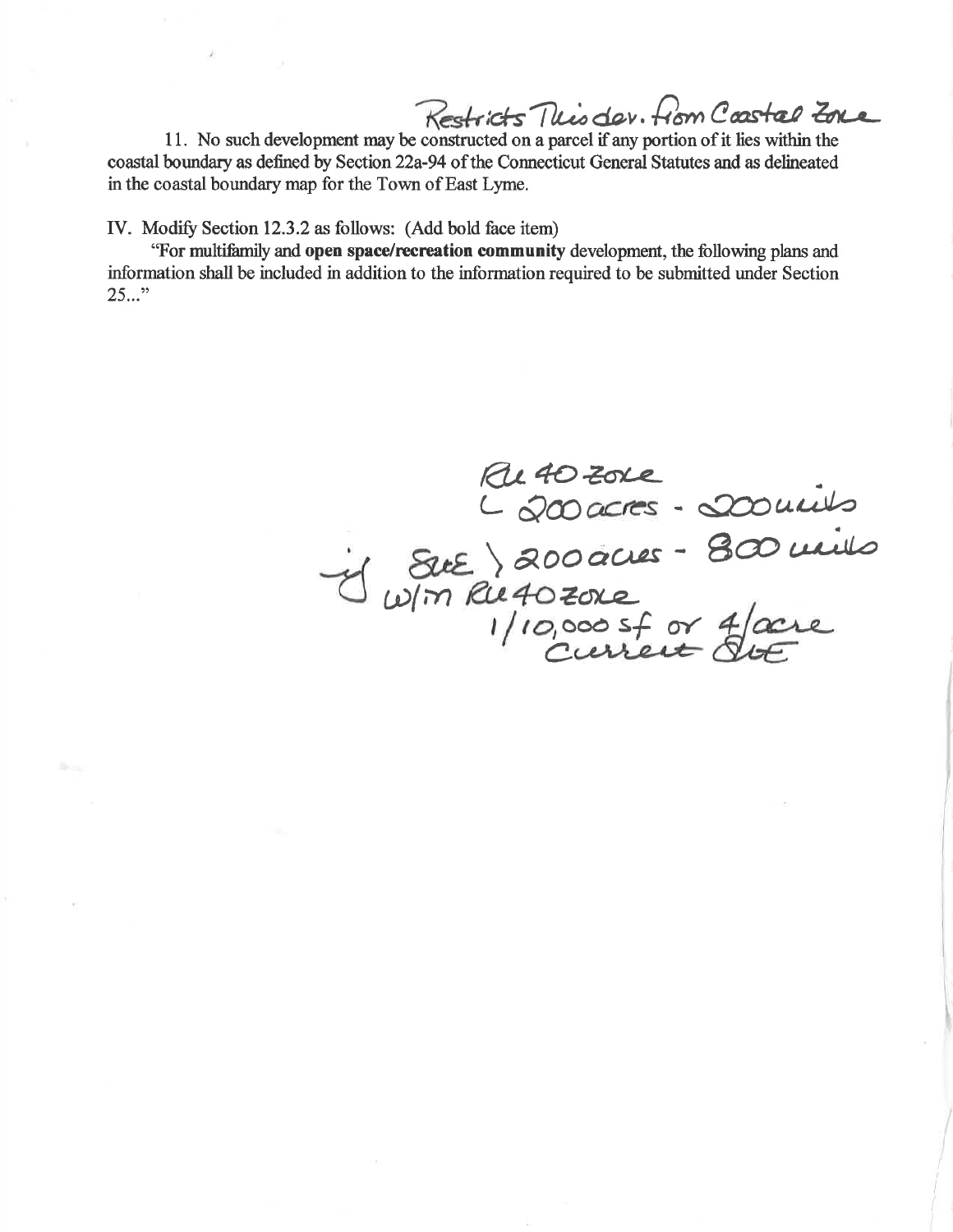Restricts This dev. from Coastal Zone

11. No such development may be constructed on a parcel if any portion of it lies within the coastal boundary as defined by Section 22a-94 of the Connecticut General Statutes and as delineated in the coastal boundary map for the Town of East Lyme.

IV. Modify Section 12.3.2 as follows: (Add bold face item)

"For multifamily and **open space/recreation community** development, the following plans and information shall be included in the addition to the information required to be submitted under Section 25..."

RU 40 zone

< 200 acres - 200 units

if Site > 200 acres - 800 units

w/in RU40 zone

1/10,000 sf or 4/acre

Current Site